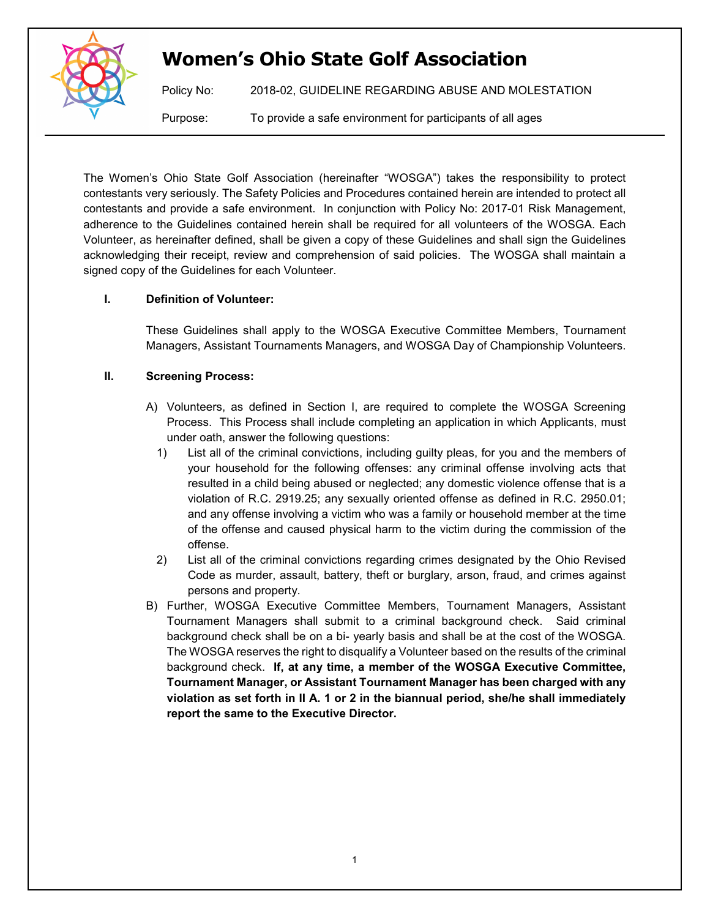# Women's Ohio State Golf Association

Policy No: 2018-02, GUIDELINE REGARDING ABUSE AND MOLESTATION

Purpose: To provide a safe environment for participants of all ages

---

The Women's Ohio State Golf Association (hereinafter "WOSGA") takes the responsibility to protect contestants very seriously. The Safety Policies and Procedures contained herein are intended to protect all contestants and provide a safe environment. In conjunction with Policy No: 2017-01 Risk Management, adherence to the Guidelines contained herein shall be required for all volunteers of the WOSGA. Each Volunteer, as hereinafter defined, shall be given a copy of these Guidelines and shall sign the Guidelines acknowledging their receipt, review and comprehension of said policies. The WOSGA shall maintain a signed copy of the Guidelines for each Volunteer.

## I. Definition of Volunteer:

These Guidelines shall apply to the WOSGA Executive Committee Members, Tournament Managers, Assistant Tournaments Managers, and WOSGA Day of Championship Volunteers.

## II. Screening Process:

A) Volunteers, as defined in Section I, are required to complete the WOSGA Screening Process. This Process shall include completing an application in which Applicants, must under oath, answer the following questions:

1) List all of the criminal convictions, including guilty pleas, for you and the members of your household for the following offenses: any criminal offense involving acts that resulted in a child being abused or neglected; any domestic violence offense that is a violation of R.C. 2919.25; any sexually oriented offense as defined in R.C. 2950.01; and any offense involving a victim who was a family or household member at the time of the offense and caused physical harm to the victim during the commission of the offense.

2) List all of the criminal convictions regarding crimes designated by the Ohio Revised Code as murder, assault, battery, theft or burglary, arson, fraud, and crimes against persons and property.

B) Further, WOSGA Executive Committee Members, Tournament Managers, Assistant Tournament Managers shall submit to a criminal background check. Said criminal background check shall be on a bi- yearly basis and shall be at the cost of the WOSGA. The WOSGA reserves the right to disqualify a Volunteer based on the results of the criminal background check. **If, at any time, a member of the WOSGA Executive Committee, Tournament Manager, or Assistant Tournament Manager has been charged with any violation as set forth in II A. 1 or 2 in the biannual period, she/he shall immediately report the same to the Executive Director.**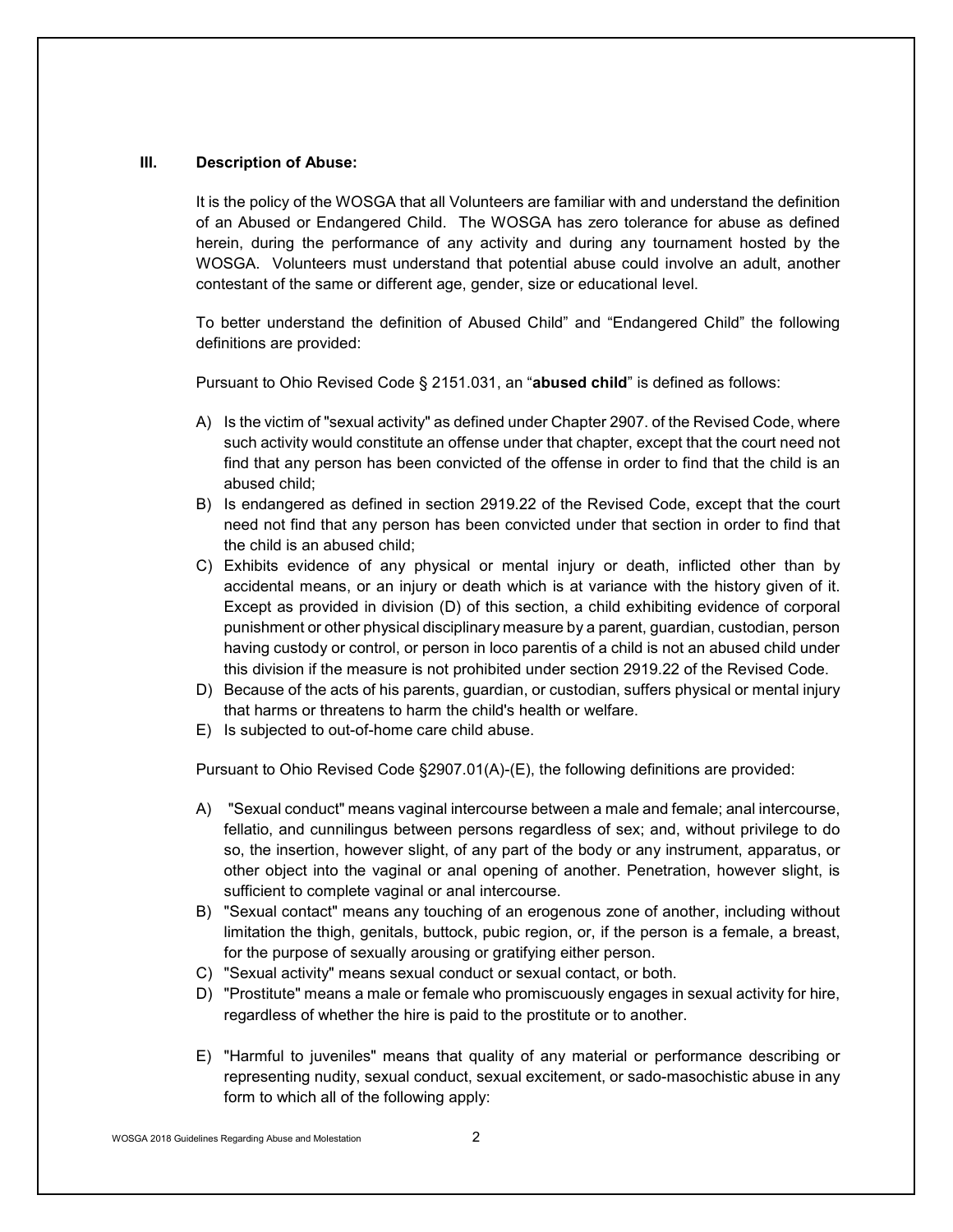### III. Description of Abuse:

It is the policy of the WOSGA that all Volunteers are familiar with and understand the definition of an Abused or Endangered Child. The WOSGA has zero tolerance for abuse as defined herein, during the performance of any activity and during any tournament hosted by the WOSGA. Volunteers must understand that potential abuse could involve an adult, another contestant of the same or different age, gender, size or educational level.

To better understand the definition of Abused Child" and "Endangered Child" the following definitions are provided:

Pursuant to Ohio Revised Code § 2151.031, an "**abused child**" is defined as follows:

A) Is the victim of "sexual activity" as defined under Chapter 2907. of the Revised Code, where such activity would constitute an offense under that chapter, except that the court need not find that any person has been convicted of the offense in order to find that the child is an abused child;
B) Is endangered as defined in section 2919.22 of the Revised Code, except that the court need not find that any person has been convicted under that section in order to find that the child is an abused child;
C) Exhibits evidence of any physical or mental injury or death, inflicted other than by accidental means, or an injury or death which is at variance with the history given of it. Except as provided in division (D) of this section, a child exhibiting evidence of corporal punishment or other physical disciplinary measure by a parent, guardian, custodian, person having custody or control, or person in loco parentis of a child is not an abused child under this division if the measure is not prohibited under section 2919.22 of the Revised Code.
D) Because of the acts of his parents, guardian, or custodian, suffers physical or mental injury that harms or threatens to harm the child's health or welfare.
E) Is subjected to out-of-home care child abuse.

Pursuant to Ohio Revised Code §2907.01(A)-(E), the following definitions are provided:

A) "Sexual conduct" means vaginal intercourse between a male and female; anal intercourse, fellatio, and cunnilingus between persons regardless of sex; and, without privilege to do so, the insertion, however slight, of any part of the body or any instrument, apparatus, or other object into the vaginal or anal opening of another. Penetration, however slight, is sufficient to complete vaginal or anal intercourse.
B) "Sexual contact" means any touching of an erogenous zone of another, including without limitation the thigh, genitals, buttock, pubic region, or, if the person is a female, a breast, for the purpose of sexually arousing or gratifying either person.
C) "Sexual activity" means sexual conduct or sexual contact, or both.
D) "Prostitute" means a male or female who promiscuously engages in sexual activity for hire, regardless of whether the hire is paid to the prostitute or to another.
E) "Harmful to juveniles" means that quality of any material or performance describing or representing nudity, sexual conduct, sexual excitement, or sado-masochistic abuse in any form to which all of the following apply: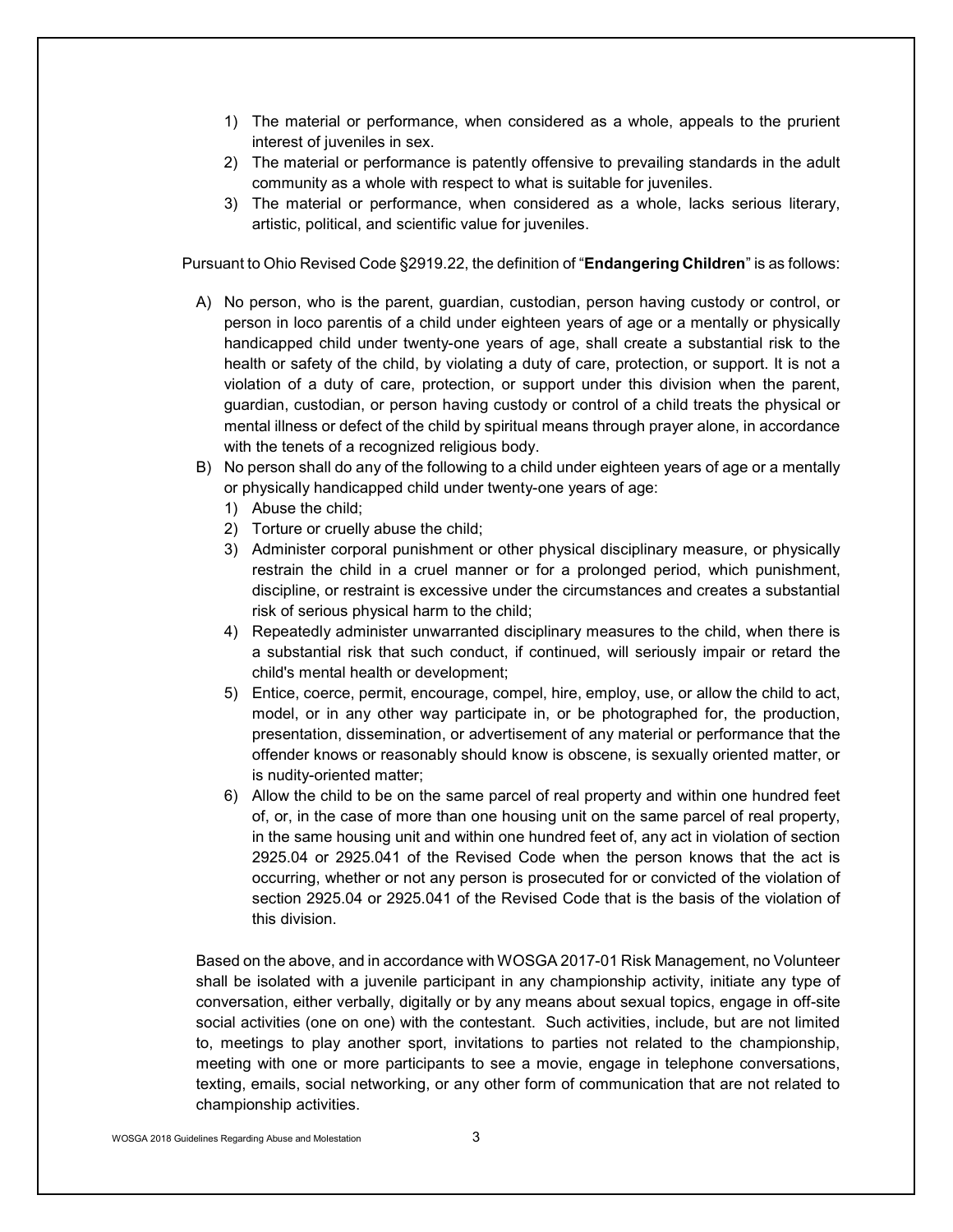1) The material or performance, when considered as a whole, appeals to the prurient interest of juveniles in sex.
2) The material or performance is patently offensive to prevailing standards in the adult community as a whole with respect to what is suitable for juveniles.
3) The material or performance, when considered as a whole, lacks serious literary, artistic, political, and scientific value for juveniles.

Pursuant to Ohio Revised Code §2919.22, the definition of "**Endangering Children**" is as follows:

A) No person, who is the parent, guardian, custodian, person having custody or control, or person in loco parentis of a child under eighteen years of age or a mentally or physically handicapped child under twenty-one years of age, shall create a substantial risk to the health or safety of the child, by violating a duty of care, protection, or support. It is not a violation of a duty of care, protection, or support under this division when the parent, guardian, custodian, or person having custody or control of a child treats the physical or mental illness or defect of the child by spiritual means through prayer alone, in accordance with the tenets of a recognized religious body.
B) No person shall do any of the following to a child under eighteen years of age or a mentally or physically handicapped child under twenty-one years of age:
   1) Abuse the child;
   2) Torture or cruelly abuse the child;
   3) Administer corporal punishment or other physical disciplinary measure, or physically restrain the child in a cruel manner or for a prolonged period, which punishment, discipline, or restraint is excessive under the circumstances and creates a substantial risk of serious physical harm to the child;
   4) Repeatedly administer unwarranted disciplinary measures to the child, when there is a substantial risk that such conduct, if continued, will seriously impair or retard the child's mental health or development;
   5) Entice, coerce, permit, encourage, compel, hire, employ, use, or allow the child to act, model, or in any other way participate in, or be photographed for, the production, presentation, dissemination, or advertisement of any material or performance that the offender knows or reasonably should know is obscene, is sexually oriented matter, or is nudity-oriented matter;
   6) Allow the child to be on the same parcel of real property and within one hundred feet of, or, in the case of more than one housing unit on the same parcel of real property, in the same housing unit and within one hundred feet of, any act in violation of section 2925.04 or 2925.041 of the Revised Code when the person knows that the act is occurring, whether or not any person is prosecuted for or convicted of the violation of section 2925.04 or 2925.041 of the Revised Code that is the basis of the violation of this division.

Based on the above, and in accordance with WOSGA 2017-01 Risk Management, no Volunteer shall be isolated with a juvenile participant in any championship activity, initiate any type of conversation, either verbally, digitally or by any means about sexual topics, engage in off-site social activities (one on one) with the contestant. Such activities, include, but are not limited to, meetings to play another sport, invitations to parties not related to the championship, meeting with one or more participants to see a movie, engage in telephone conversations, texting, emails, social networking, or any other form of communication that are not related to championship activities.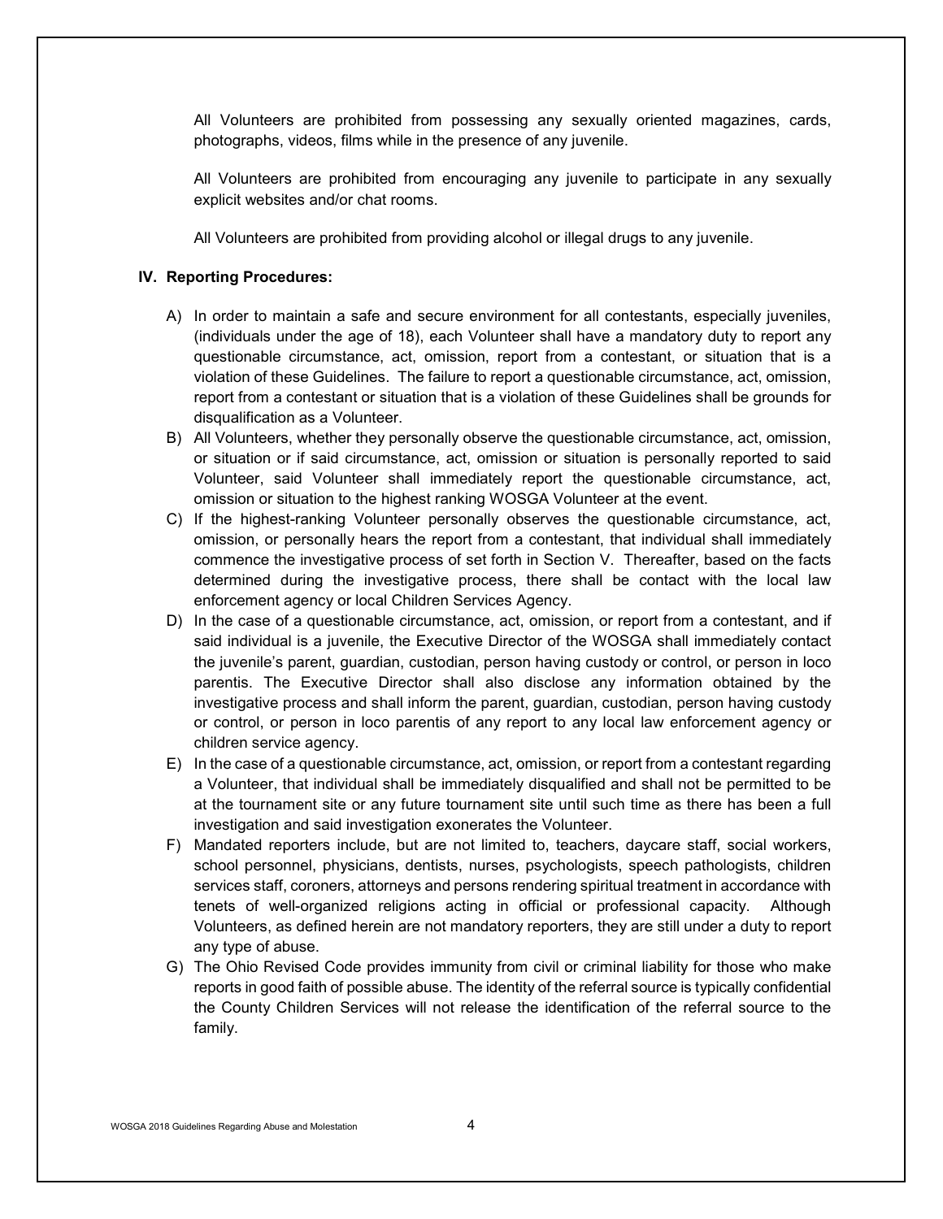All Volunteers are prohibited from possessing any sexually oriented magazines, cards, photographs, videos, films while in the presence of any juvenile.

All Volunteers are prohibited from encouraging any juvenile to participate in any sexually explicit websites and/or chat rooms.

All Volunteers are prohibited from providing alcohol or illegal drugs to any juvenile.

### IV. Reporting Procedures:

A) In order to maintain a safe and secure environment for all contestants, especially juveniles, (individuals under the age of 18), each Volunteer shall have a mandatory duty to report any questionable circumstance, act, omission, report from a contestant, or situation that is a violation of these Guidelines. The failure to report a questionable circumstance, act, omission, report from a contestant or situation that is a violation of these Guidelines shall be grounds for disqualification as a Volunteer.

B) All Volunteers, whether they personally observe the questionable circumstance, act, omission, or situation or if said circumstance, act, omission or situation is personally reported to said Volunteer, said Volunteer shall immediately report the questionable circumstance, act, omission or situation to the highest ranking WOSGA Volunteer at the event.

C) If the highest-ranking Volunteer personally observes the questionable circumstance, act, omission, or personally hears the report from a contestant, that individual shall immediately commence the investigative process of set forth in Section V. Thereafter, based on the facts determined during the investigative process, there shall be contact with the local law enforcement agency or local Children Services Agency.

D) In the case of a questionable circumstance, act, omission, or report from a contestant, and if said individual is a juvenile, the Executive Director of the WOSGA shall immediately contact the juvenile's parent, guardian, custodian, person having custody or control, or person in loco parentis. The Executive Director shall also disclose any information obtained by the investigative process and shall inform the parent, guardian, custodian, person having custody or control, or person in loco parentis of any report to any local law enforcement agency or children service agency.

E) In the case of a questionable circumstance, act, omission, or report from a contestant regarding a Volunteer, that individual shall be immediately disqualified and shall not be permitted to be at the tournament site or any future tournament site until such time as there has been a full investigation and said investigation exonerates the Volunteer.

F) Mandated reporters include, but are not limited to, teachers, daycare staff, social workers, school personnel, physicians, dentists, nurses, psychologists, speech pathologists, children services staff, coroners, attorneys and persons rendering spiritual treatment in accordance with tenets of well-organized religions acting in official or professional capacity. Although Volunteers, as defined herein are not mandatory reporters, they are still under a duty to report any type of abuse.

G) The Ohio Revised Code provides immunity from civil or criminal liability for those who make reports in good faith of possible abuse. The identity of the referral source is typically confidential the County Children Services will not release the identification of the referral source to the family.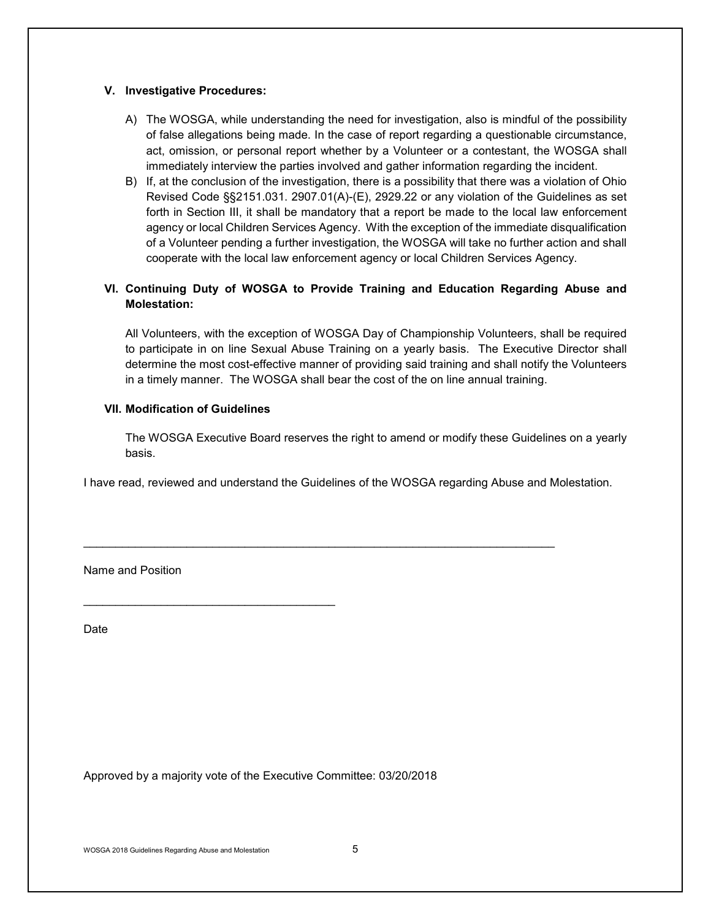### V. Investigative Procedures:

A) The WOSGA, while understanding the need for investigation, also is mindful of the possibility of false allegations being made. In the case of report regarding a questionable circumstance, act, omission, or personal report whether by a Volunteer or a contestant, the WOSGA shall immediately interview the parties involved and gather information regarding the incident.

B) If, at the conclusion of the investigation, there is a possibility that there was a violation of Ohio Revised Code §§2151.031. 2907.01(A)-(E), 2929.22 or any violation of the Guidelines as set forth in Section III, it shall be mandatory that a report be made to the local law enforcement agency or local Children Services Agency. With the exception of the immediate disqualification of a Volunteer pending a further investigation, the WOSGA will take no further action and shall cooperate with the local law enforcement agency or local Children Services Agency.

### VI. Continuing Duty of WOSGA to Provide Training and Education Regarding Abuse and Molestation:

All Volunteers, with the exception of WOSGA Day of Championship Volunteers, shall be required to participate in on line Sexual Abuse Training on a yearly basis. The Executive Director shall determine the most cost-effective manner of providing said training and shall notify the Volunteers in a timely manner. The WOSGA shall bear the cost of the on line annual training.

### VII. Modification of Guidelines

The WOSGA Executive Board reserves the right to amend or modify these Guidelines on a yearly basis.

I have read, reviewed and understand the Guidelines of the WOSGA regarding Abuse and Molestation.

\_\_\_\_\_\_\_\_\_\_\_\_\_\_\_\_\_\_\_\_\_\_\_\_\_\_\_\_\_\_\_\_\_\_\_\_\_\_\_\_\_\_\_\_\_\_\_\_\_\_\_\_\_\_\_\_\_\_\_\_\_\_\_\_

Name and Position

\_\_\_\_\_\_\_\_\_\_\_\_\_\_\_\_\_\_\_\_\_\_\_\_\_\_\_\_\_\_\_\_\_\_\_\_

Date

Approved by a majority vote of the Executive Committee: 03/20/2018